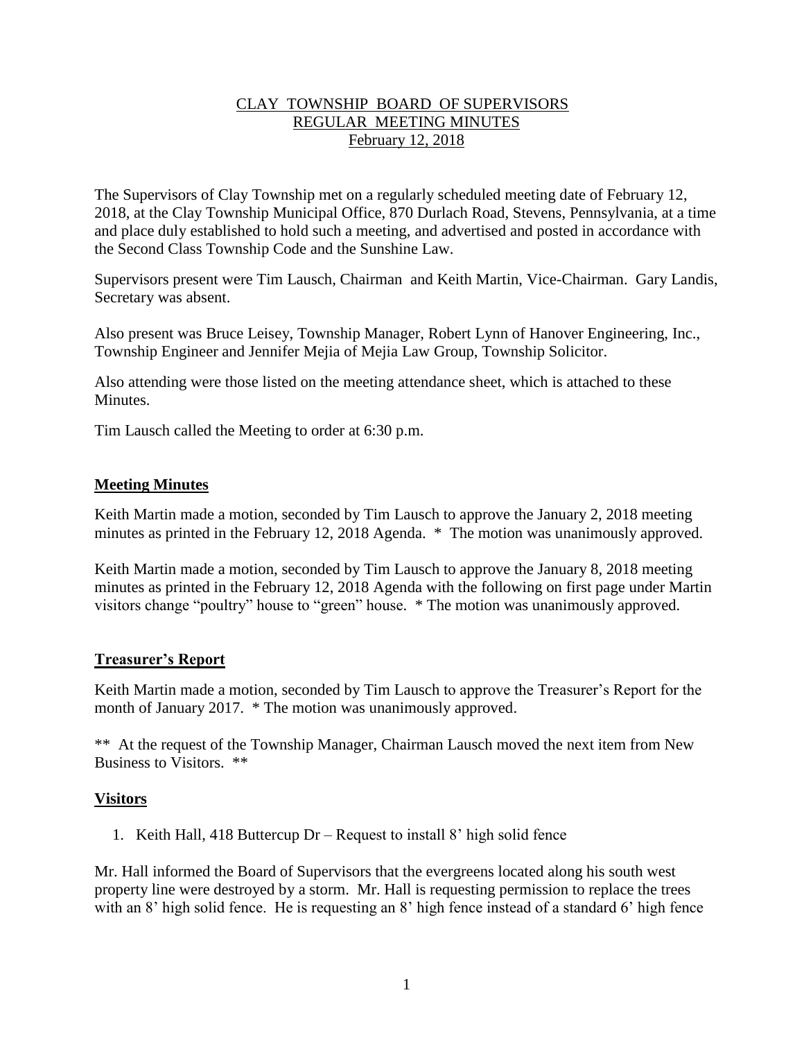CLAY TOWNSHIP BOARD OF SUPERVISORS
REGULAR MEETING MINUTES
February 12, 2018

The Supervisors of Clay Township met on a regularly scheduled meeting date of February 12, 2018, at the Clay Township Municipal Office, 870 Durlach Road, Stevens, Pennsylvania, at a time and place duly established to hold such a meeting, and advertised and posted in accordance with the Second Class Township Code and the Sunshine Law.

Supervisors present were Tim Lausch, Chairman and Keith Martin, Vice-Chairman. Gary Landis, Secretary was absent.

Also present was Bruce Leisey, Township Manager, Robert Lynn of Hanover Engineering, Inc., Township Engineer and Jennifer Mejia of Mejia Law Group, Township Solicitor.

Also attending were those listed on the meeting attendance sheet, which is attached to these Minutes.

Tim Lausch called the Meeting to order at 6:30 p.m.

## Meeting Minutes

Keith Martin made a motion, seconded by Tim Lausch to approve the January 2, 2018 meeting minutes as printed in the February 12, 2018 Agenda. * The motion was unanimously approved.

Keith Martin made a motion, seconded by Tim Lausch to approve the January 8, 2018 meeting minutes as printed in the February 12, 2018 Agenda with the following on first page under Martin visitors change "poultry" house to "green" house. * The motion was unanimously approved.

## Treasurer's Report

Keith Martin made a motion, seconded by Tim Lausch to approve the Treasurer's Report for the month of January 2017. * The motion was unanimously approved.

** At the request of the Township Manager, Chairman Lausch moved the next item from New Business to Visitors. **

## Visitors

1. Keith Hall, 418 Buttercup Dr – Request to install 8' high solid fence

Mr. Hall informed the Board of Supervisors that the evergreens located along his south west property line were destroyed by a storm. Mr. Hall is requesting permission to replace the trees with an 8' high solid fence. He is requesting an 8' high fence instead of a standard 6' high fence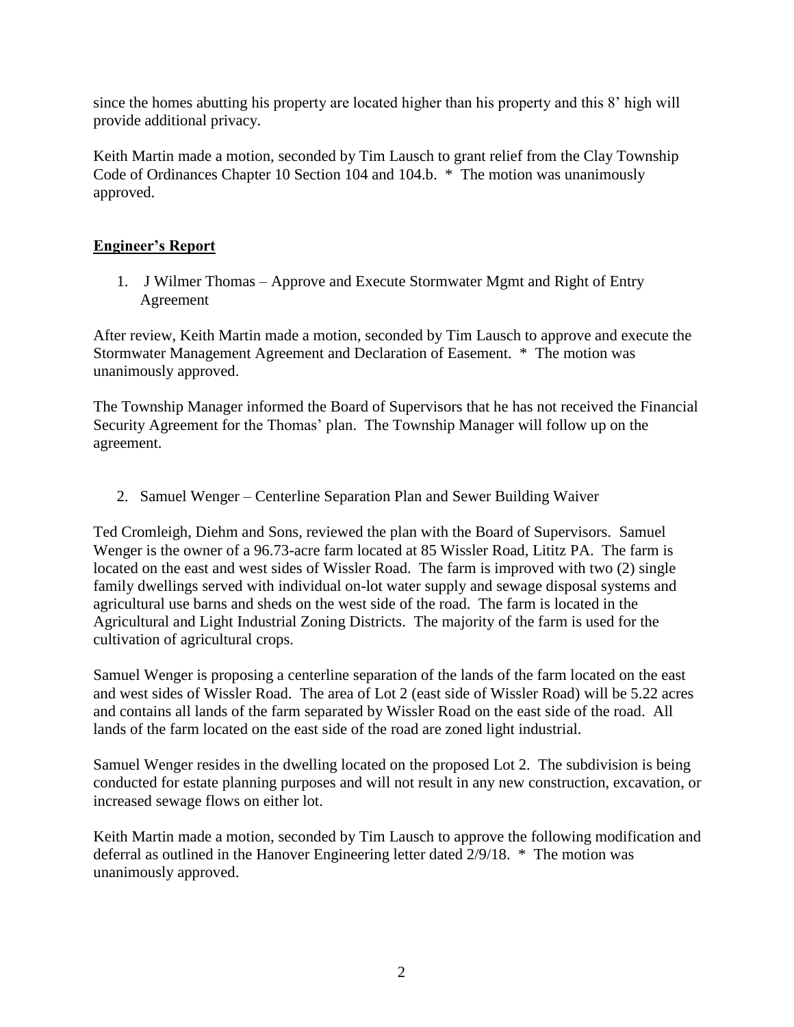since the homes abutting his property are located higher than his property and this 8' high will provide additional privacy.

Keith Martin made a motion, seconded by Tim Lausch to grant relief from the Clay Township Code of Ordinances Chapter 10 Section 104 and 104.b. * The motion was unanimously approved.

## Engineer's Report

1. J Wilmer Thomas – Approve and Execute Stormwater Mgmt and Right of Entry Agreement

After review, Keith Martin made a motion, seconded by Tim Lausch to approve and execute the Stormwater Management Agreement and Declaration of Easement. * The motion was unanimously approved.

The Township Manager informed the Board of Supervisors that he has not received the Financial Security Agreement for the Thomas' plan. The Township Manager will follow up on the agreement.

2. Samuel Wenger – Centerline Separation Plan and Sewer Building Waiver

Ted Cromleigh, Diehm and Sons, reviewed the plan with the Board of Supervisors. Samuel Wenger is the owner of a 96.73-acre farm located at 85 Wissler Road, Lititz PA. The farm is located on the east and west sides of Wissler Road. The farm is improved with two (2) single family dwellings served with individual on-lot water supply and sewage disposal systems and agricultural use barns and sheds on the west side of the road. The farm is located in the Agricultural and Light Industrial Zoning Districts. The majority of the farm is used for the cultivation of agricultural crops.

Samuel Wenger is proposing a centerline separation of the lands of the farm located on the east and west sides of Wissler Road. The area of Lot 2 (east side of Wissler Road) will be 5.22 acres and contains all lands of the farm separated by Wissler Road on the east side of the road. All lands of the farm located on the east side of the road are zoned light industrial.

Samuel Wenger resides in the dwelling located on the proposed Lot 2. The subdivision is being conducted for estate planning purposes and will not result in any new construction, excavation, or increased sewage flows on either lot.

Keith Martin made a motion, seconded by Tim Lausch to approve the following modification and deferral as outlined in the Hanover Engineering letter dated 2/9/18. * The motion was unanimously approved.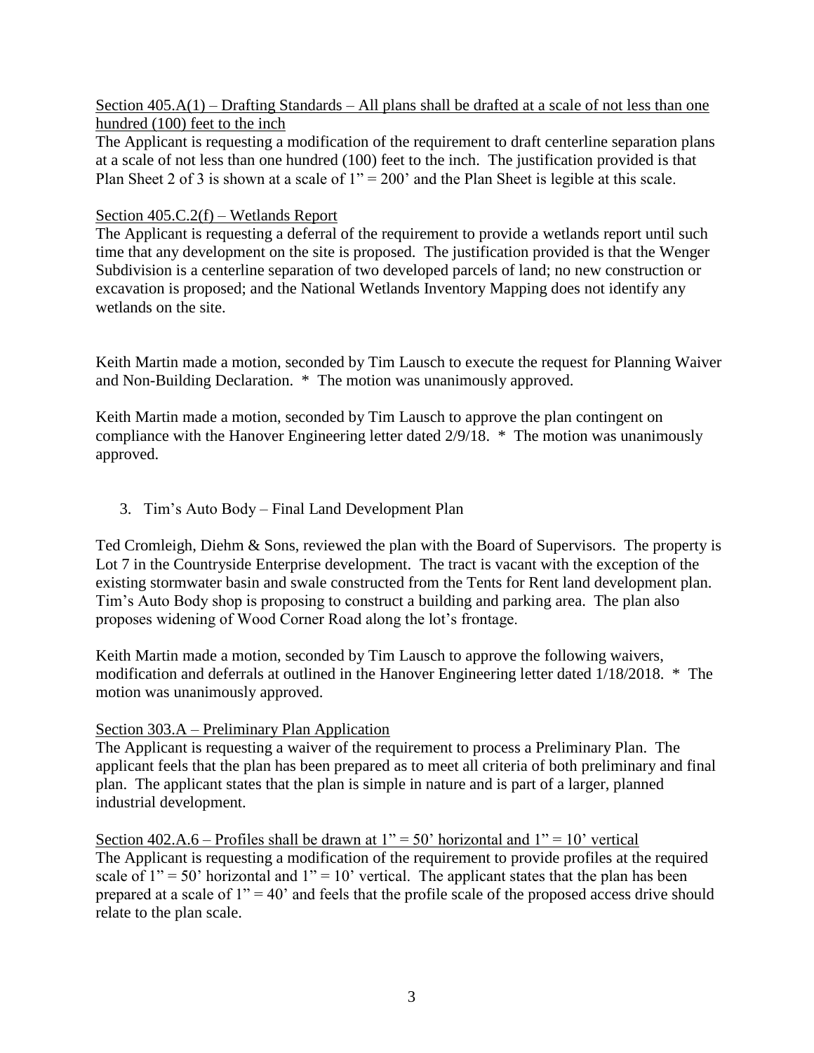Section 405.A(1) – Drafting Standards – All plans shall be drafted at a scale of not less than one hundred (100) feet to the inch

The Applicant is requesting a modification of the requirement to draft centerline separation plans at a scale of not less than one hundred (100) feet to the inch. The justification provided is that Plan Sheet 2 of 3 is shown at a scale of 1" = 200' and the Plan Sheet is legible at this scale.

Section 405.C.2(f) – Wetlands Report

The Applicant is requesting a deferral of the requirement to provide a wetlands report until such time that any development on the site is proposed. The justification provided is that the Wenger Subdivision is a centerline separation of two developed parcels of land; no new construction or excavation is proposed; and the National Wetlands Inventory Mapping does not identify any wetlands on the site.

Keith Martin made a motion, seconded by Tim Lausch to execute the request for Planning Waiver and Non-Building Declaration. * The motion was unanimously approved.

Keith Martin made a motion, seconded by Tim Lausch to approve the plan contingent on compliance with the Hanover Engineering letter dated 2/9/18. * The motion was unanimously approved.

3. Tim's Auto Body – Final Land Development Plan

Ted Cromleigh, Diehm & Sons, reviewed the plan with the Board of Supervisors. The property is Lot 7 in the Countryside Enterprise development. The tract is vacant with the exception of the existing stormwater basin and swale constructed from the Tents for Rent land development plan. Tim's Auto Body shop is proposing to construct a building and parking area. The plan also proposes widening of Wood Corner Road along the lot's frontage.

Keith Martin made a motion, seconded by Tim Lausch to approve the following waivers, modification and deferrals at outlined in the Hanover Engineering letter dated 1/18/2018. * The motion was unanimously approved.

Section 303.A – Preliminary Plan Application

The Applicant is requesting a waiver of the requirement to process a Preliminary Plan. The applicant feels that the plan has been prepared as to meet all criteria of both preliminary and final plan. The applicant states that the plan is simple in nature and is part of a larger, planned industrial development.

Section 402.A.6 – Profiles shall be drawn at 1" = 50' horizontal and 1" = 10' vertical

The Applicant is requesting a modification of the requirement to provide profiles at the required scale of 1" = 50' horizontal and 1" = 10' vertical. The applicant states that the plan has been prepared at a scale of 1" = 40' and feels that the profile scale of the proposed access drive should relate to the plan scale.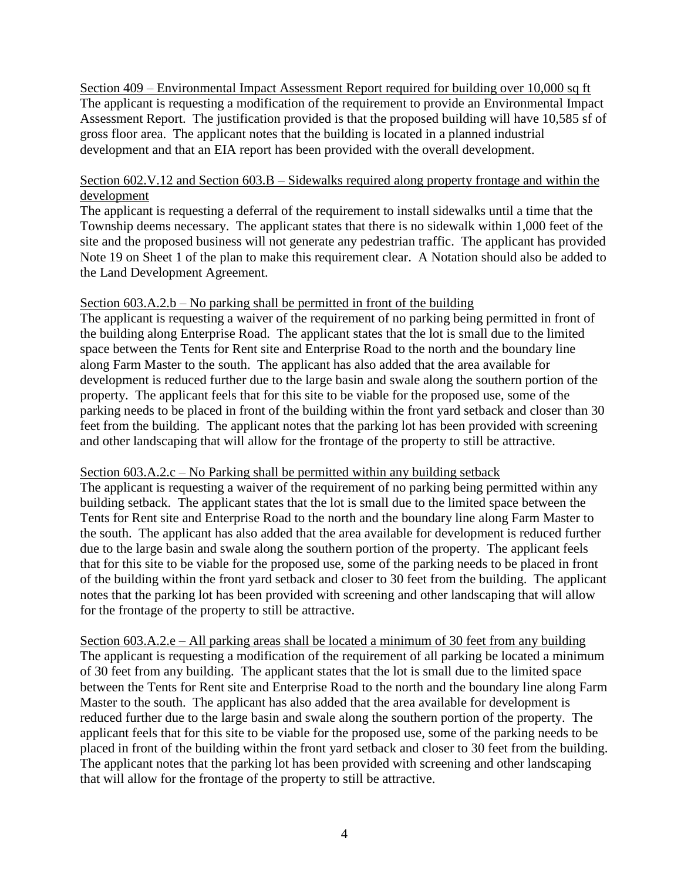Section 409 – Environmental Impact Assessment Report required for building over 10,000 sq ft

The applicant is requesting a modification of the requirement to provide an Environmental Impact Assessment Report. The justification provided is that the proposed building will have 10,585 sf of gross floor area. The applicant notes that the building is located in a planned industrial development and that an EIA report has been provided with the overall development.

Section 602.V.12 and Section 603.B – Sidewalks required along property frontage and within the development

The applicant is requesting a deferral of the requirement to install sidewalks until a time that the Township deems necessary. The applicant states that there is no sidewalk within 1,000 feet of the site and the proposed business will not generate any pedestrian traffic. The applicant has provided Note 19 on Sheet 1 of the plan to make this requirement clear. A Notation should also be added to the Land Development Agreement.

Section 603.A.2.b – No parking shall be permitted in front of the building

The applicant is requesting a waiver of the requirement of no parking being permitted in front of the building along Enterprise Road. The applicant states that the lot is small due to the limited space between the Tents for Rent site and Enterprise Road to the north and the boundary line along Farm Master to the south. The applicant has also added that the area available for development is reduced further due to the large basin and swale along the southern portion of the property. The applicant feels that for this site to be viable for the proposed use, some of the parking needs to be placed in front of the building within the front yard setback and closer than 30 feet from the building. The applicant notes that the parking lot has been provided with screening and other landscaping that will allow for the frontage of the property to still be attractive.

Section 603.A.2.c – No Parking shall be permitted within any building setback

The applicant is requesting a waiver of the requirement of no parking being permitted within any building setback. The applicant states that the lot is small due to the limited space between the Tents for Rent site and Enterprise Road to the north and the boundary line along Farm Master to the south. The applicant has also added that the area available for development is reduced further due to the large basin and swale along the southern portion of the property. The applicant feels that for this site to be viable for the proposed use, some of the parking needs to be placed in front of the building within the front yard setback and closer to 30 feet from the building. The applicant notes that the parking lot has been provided with screening and other landscaping that will allow for the frontage of the property to still be attractive.

Section 603.A.2.e – All parking areas shall be located a minimum of 30 feet from any building

The applicant is requesting a modification of the requirement of all parking be located a minimum of 30 feet from any building. The applicant states that the lot is small due to the limited space between the Tents for Rent site and Enterprise Road to the north and the boundary line along Farm Master to the south. The applicant has also added that the area available for development is reduced further due to the large basin and swale along the southern portion of the property. The applicant feels that for this site to be viable for the proposed use, some of the parking needs to be placed in front of the building within the front yard setback and closer to 30 feet from the building. The applicant notes that the parking lot has been provided with screening and other landscaping that will allow for the frontage of the property to still be attractive.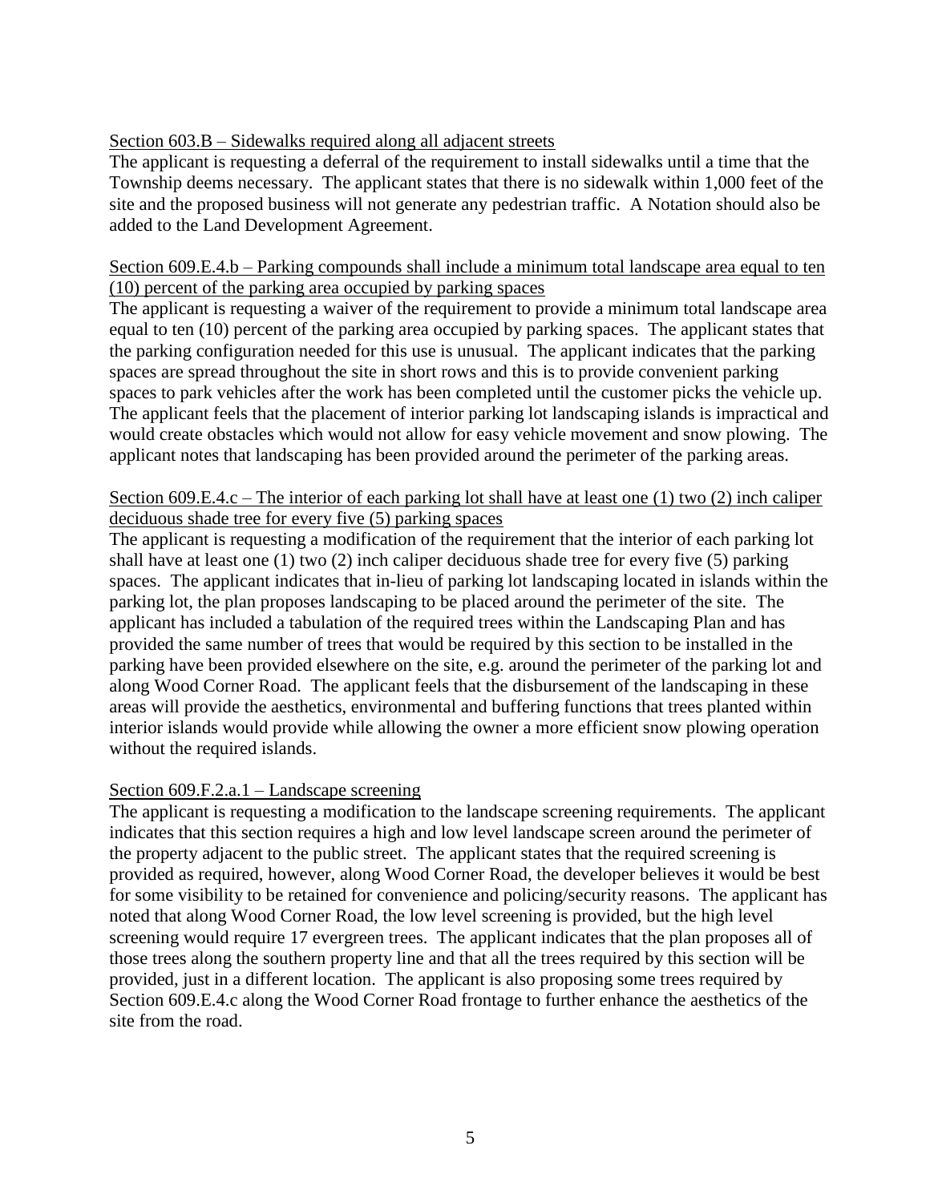Section 603.B – Sidewalks required along all adjacent streets

The applicant is requesting a deferral of the requirement to install sidewalks until a time that the Township deems necessary. The applicant states that there is no sidewalk within 1,000 feet of the site and the proposed business will not generate any pedestrian traffic. A Notation should also be added to the Land Development Agreement.

Section 609.E.4.b – Parking compounds shall include a minimum total landscape area equal to ten (10) percent of the parking area occupied by parking spaces

The applicant is requesting a waiver of the requirement to provide a minimum total landscape area equal to ten (10) percent of the parking area occupied by parking spaces. The applicant states that the parking configuration needed for this use is unusual. The applicant indicates that the parking spaces are spread throughout the site in short rows and this is to provide convenient parking spaces to park vehicles after the work has been completed until the customer picks the vehicle up. The applicant feels that the placement of interior parking lot landscaping islands is impractical and would create obstacles which would not allow for easy vehicle movement and snow plowing. The applicant notes that landscaping has been provided around the perimeter of the parking areas.

Section 609.E.4.c – The interior of each parking lot shall have at least one (1) two (2) inch caliper deciduous shade tree for every five (5) parking spaces

The applicant is requesting a modification of the requirement that the interior of each parking lot shall have at least one (1) two (2) inch caliper deciduous shade tree for every five (5) parking spaces. The applicant indicates that in-lieu of parking lot landscaping located in islands within the parking lot, the plan proposes landscaping to be placed around the perimeter of the site. The applicant has included a tabulation of the required trees within the Landscaping Plan and has provided the same number of trees that would be required by this section to be installed in the parking have been provided elsewhere on the site, e.g. around the perimeter of the parking lot and along Wood Corner Road. The applicant feels that the disbursement of the landscaping in these areas will provide the aesthetics, environmental and buffering functions that trees planted within interior islands would provide while allowing the owner a more efficient snow plowing operation without the required islands.

Section 609.F.2.a.1 – Landscape screening

The applicant is requesting a modification to the landscape screening requirements. The applicant indicates that this section requires a high and low level landscape screen around the perimeter of the property adjacent to the public street. The applicant states that the required screening is provided as required, however, along Wood Corner Road, the developer believes it would be best for some visibility to be retained for convenience and policing/security reasons. The applicant has noted that along Wood Corner Road, the low level screening is provided, but the high level screening would require 17 evergreen trees. The applicant indicates that the plan proposes all of those trees along the southern property line and that all the trees required by this section will be provided, just in a different location. The applicant is also proposing some trees required by Section 609.E.4.c along the Wood Corner Road frontage to further enhance the aesthetics of the site from the road.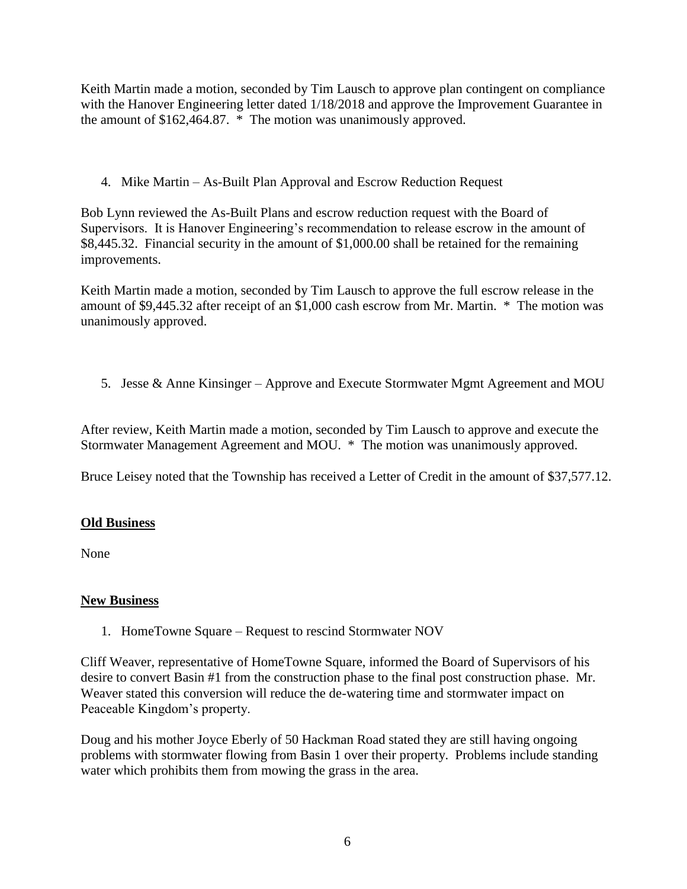Keith Martin made a motion, seconded by Tim Lausch to approve plan contingent on compliance with the Hanover Engineering letter dated 1/18/2018 and approve the Improvement Guarantee in the amount of $162,464.87. * The motion was unanimously approved.

4. Mike Martin – As-Built Plan Approval and Escrow Reduction Request

Bob Lynn reviewed the As-Built Plans and escrow reduction request with the Board of Supervisors. It is Hanover Engineering's recommendation to release escrow in the amount of $8,445.32. Financial security in the amount of $1,000.00 shall be retained for the remaining improvements.

Keith Martin made a motion, seconded by Tim Lausch to approve the full escrow release in the amount of $9,445.32 after receipt of an $1,000 cash escrow from Mr. Martin. * The motion was unanimously approved.

5. Jesse & Anne Kinsinger – Approve and Execute Stormwater Mgmt Agreement and MOU

After review, Keith Martin made a motion, seconded by Tim Lausch to approve and execute the Stormwater Management Agreement and MOU. * The motion was unanimously approved.

Bruce Leisey noted that the Township has received a Letter of Credit in the amount of $37,577.12.

**Old Business**

None

**New Business**

1. HomeTowne Square – Request to rescind Stormwater NOV

Cliff Weaver, representative of HomeTowne Square, informed the Board of Supervisors of his desire to convert Basin #1 from the construction phase to the final post construction phase. Mr. Weaver stated this conversion will reduce the de-watering time and stormwater impact on Peaceable Kingdom's property.

Doug and his mother Joyce Eberly of 50 Hackman Road stated they are still having ongoing problems with stormwater flowing from Basin 1 over their property. Problems include standing water which prohibits them from mowing the grass in the area.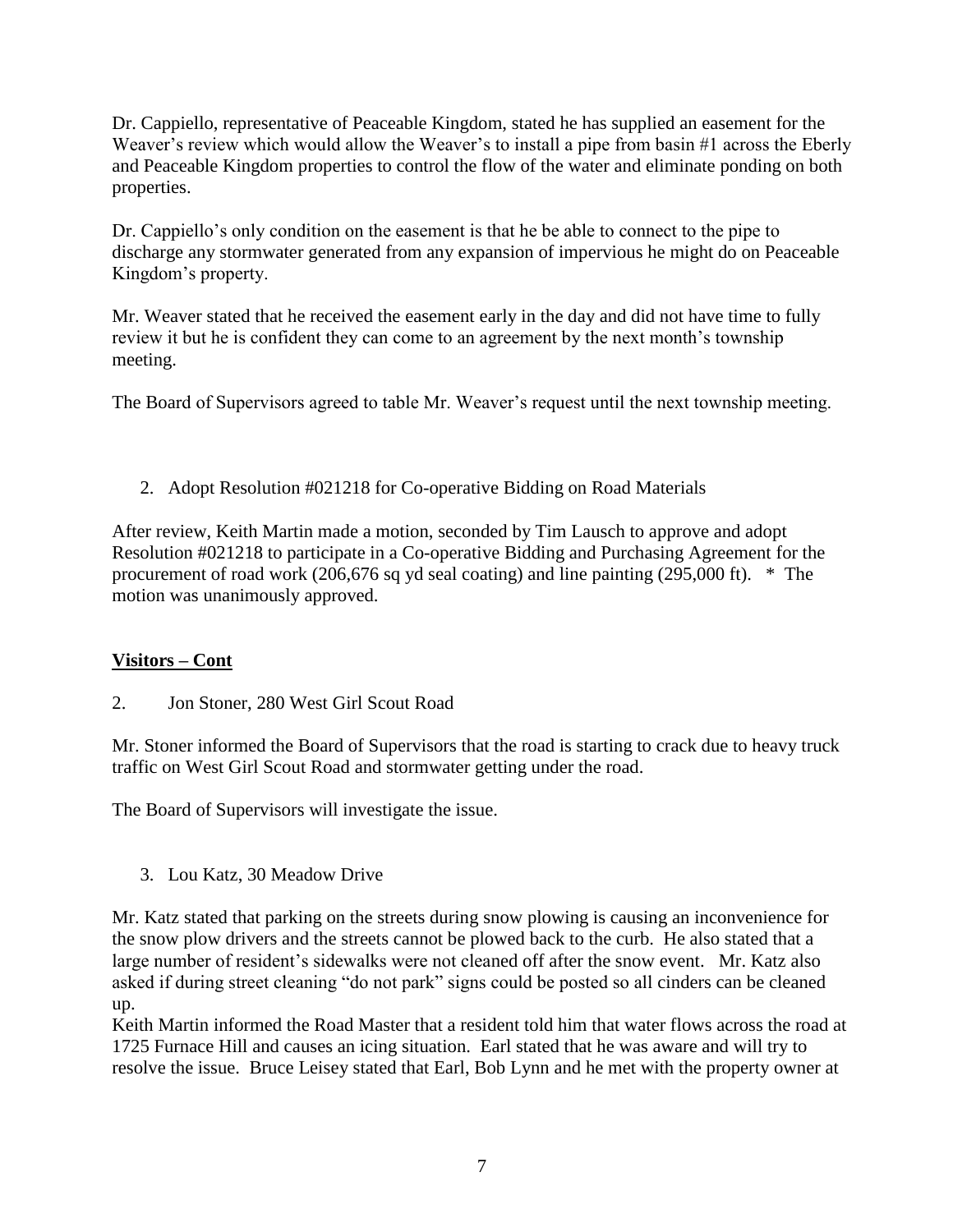Dr. Cappiello, representative of Peaceable Kingdom, stated he has supplied an easement for the Weaver's review which would allow the Weaver's to install a pipe from basin #1 across the Eberly and Peaceable Kingdom properties to control the flow of the water and eliminate ponding on both properties.

Dr. Cappiello's only condition on the easement is that he be able to connect to the pipe to discharge any stormwater generated from any expansion of impervious he might do on Peaceable Kingdom's property.

Mr. Weaver stated that he received the easement early in the day and did not have time to fully review it but he is confident they can come to an agreement by the next month's township meeting.

The Board of Supervisors agreed to table Mr. Weaver's request until the next township meeting.

2. Adopt Resolution #021218 for Co-operative Bidding on Road Materials

After review, Keith Martin made a motion, seconded by Tim Lausch to approve and adopt Resolution #021218 to participate in a Co-operative Bidding and Purchasing Agreement for the procurement of road work (206,676 sq yd seal coating) and line painting (295,000 ft). * The motion was unanimously approved.

**Visitors – Cont**

2. Jon Stoner, 280 West Girl Scout Road

Mr. Stoner informed the Board of Supervisors that the road is starting to crack due to heavy truck traffic on West Girl Scout Road and stormwater getting under the road.

The Board of Supervisors will investigate the issue.

3. Lou Katz, 30 Meadow Drive

Mr. Katz stated that parking on the streets during snow plowing is causing an inconvenience for the snow plow drivers and the streets cannot be plowed back to the curb. He also stated that a large number of resident's sidewalks were not cleaned off after the snow event. Mr. Katz also asked if during street cleaning "do not park" signs could be posted so all cinders can be cleaned up.

Keith Martin informed the Road Master that a resident told him that water flows across the road at 1725 Furnace Hill and causes an icing situation. Earl stated that he was aware and will try to resolve the issue. Bruce Leisey stated that Earl, Bob Lynn and he met with the property owner at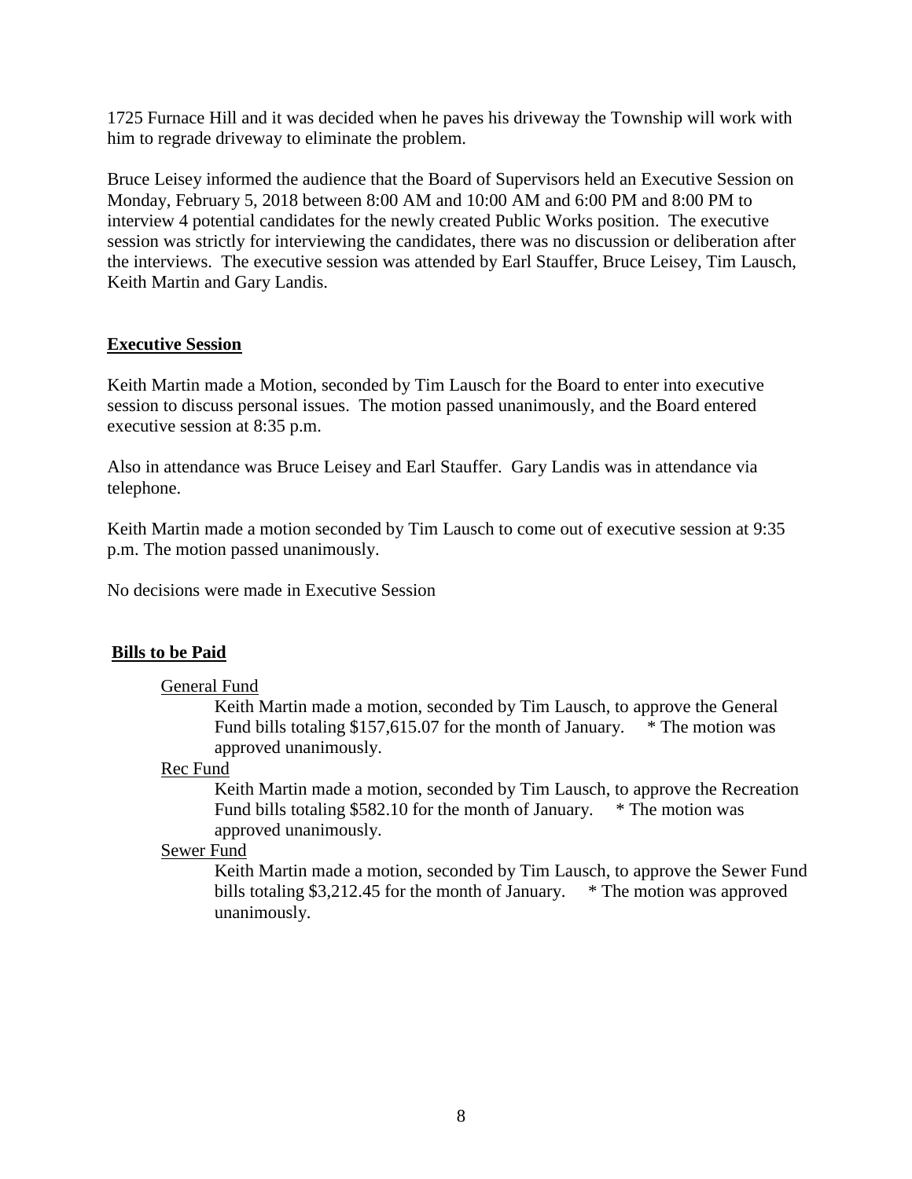1725 Furnace Hill and it was decided when he paves his driveway the Township will work with him to regrade driveway to eliminate the problem.

Bruce Leisey informed the audience that the Board of Supervisors held an Executive Session on Monday, February 5, 2018 between 8:00 AM and 10:00 AM and 6:00 PM and 8:00 PM to interview 4 potential candidates for the newly created Public Works position. The executive session was strictly for interviewing the candidates, there was no discussion or deliberation after the interviews. The executive session was attended by Earl Stauffer, Bruce Leisey, Tim Lausch, Keith Martin and Gary Landis.

## Executive Session

Keith Martin made a Motion, seconded by Tim Lausch for the Board to enter into executive session to discuss personal issues. The motion passed unanimously, and the Board entered executive session at 8:35 p.m.

Also in attendance was Bruce Leisey and Earl Stauffer. Gary Landis was in attendance via telephone.

Keith Martin made a motion seconded by Tim Lausch to come out of executive session at 9:35 p.m. The motion passed unanimously.

No decisions were made in Executive Session

## Bills to be Paid

General Fund

Keith Martin made a motion, seconded by Tim Lausch, to approve the General Fund bills totaling $157,615.07 for the month of January. * The motion was approved unanimously.

Rec Fund

Keith Martin made a motion, seconded by Tim Lausch, to approve the Recreation Fund bills totaling $582.10 for the month of January. * The motion was approved unanimously.

Sewer Fund

Keith Martin made a motion, seconded by Tim Lausch, to approve the Sewer Fund bills totaling $3,212.45 for the month of January. * The motion was approved unanimously.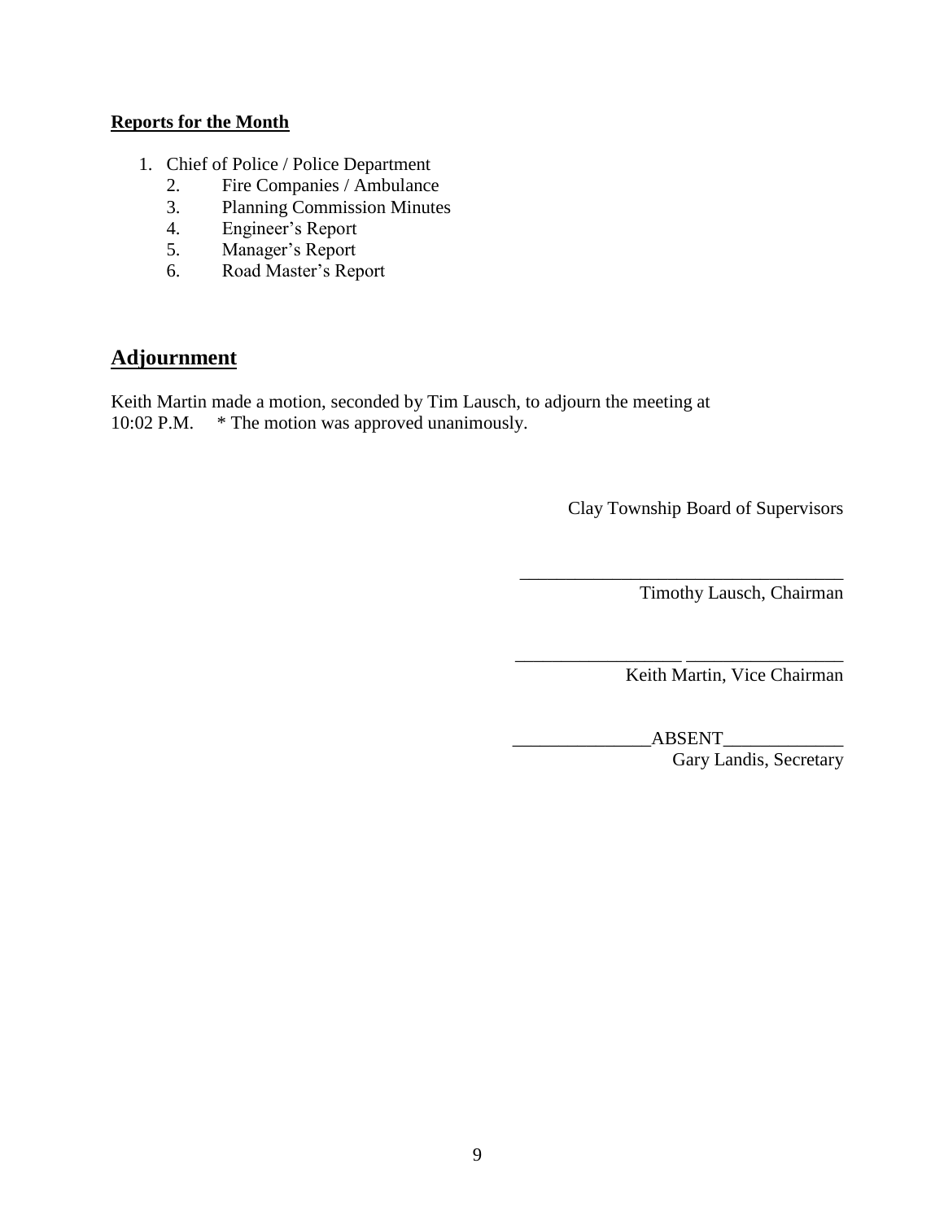**Reports for the Month**

1. Chief of Police / Police Department
2. Fire Companies / Ambulance
3. Planning Commission Minutes
4. Engineer's Report
5. Manager's Report
6. Road Master's Report

## Adjournment

Keith Martin made a motion, seconded by Tim Lausch, to adjourn the meeting at 10:02 P.M. * The motion was approved unanimously.

Clay Township Board of Supervisors

___________________________________
Timothy Lausch, Chairman

__________________ _________________
Keith Martin, Vice Chairman

_______________ABSENT_____________
Gary Landis, Secretary